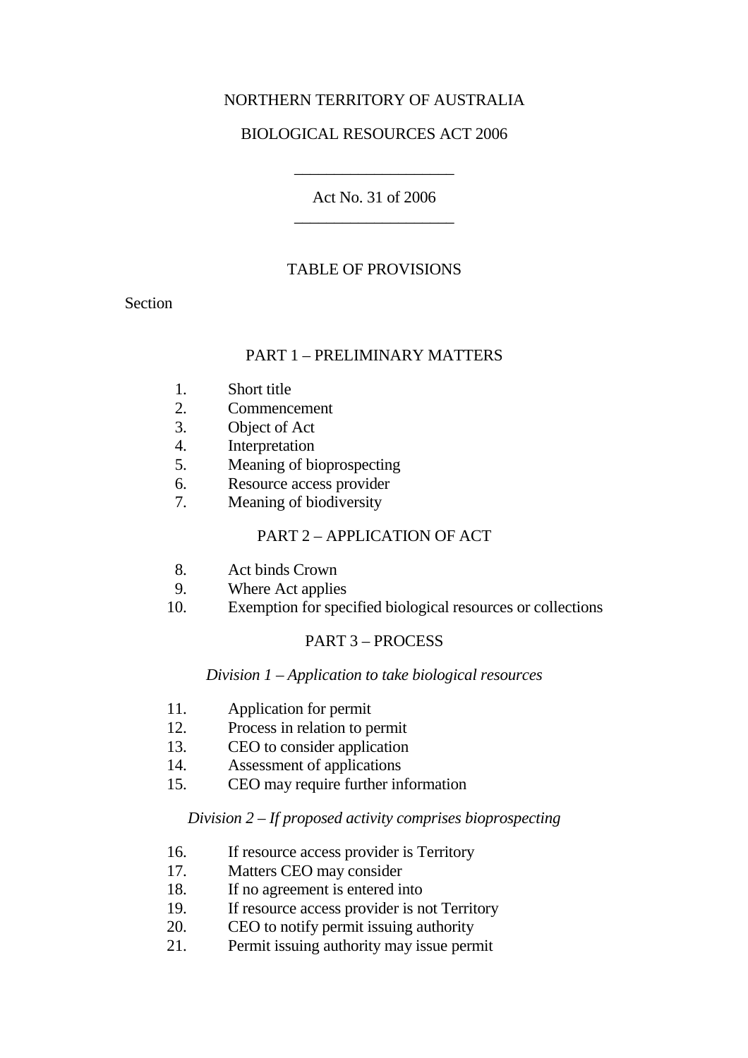NORTHERN TERRITORY OF AUSTRALIA

BIOLOGICAL RESOURCES ACT 2006

---

Act No. 31 of 2006

---

TABLE OF PROVISIONS

Section

PART 1 – PRELIMINARY MATTERS

1. Short title
2. Commencement
3. Object of Act
4. Interpretation
5. Meaning of bioprospecting
6. Resource access provider
7. Meaning of biodiversity

PART 2 – APPLICATION OF ACT

8. Act binds Crown
9. Where Act applies
10. Exemption for specified biological resources or collections

PART 3 – PROCESS

*Division 1 – Application to take biological resources*

11. Application for permit
12. Process in relation to permit
13. CEO to consider application
14. Assessment of applications
15. CEO may require further information

*Division 2 – If proposed activity comprises bioprospecting*

16. If resource access provider is Territory
17. Matters CEO may consider
18. If no agreement is entered into
19. If resource access provider is not Territory
20. CEO to notify permit issuing authority
21. Permit issuing authority may issue permit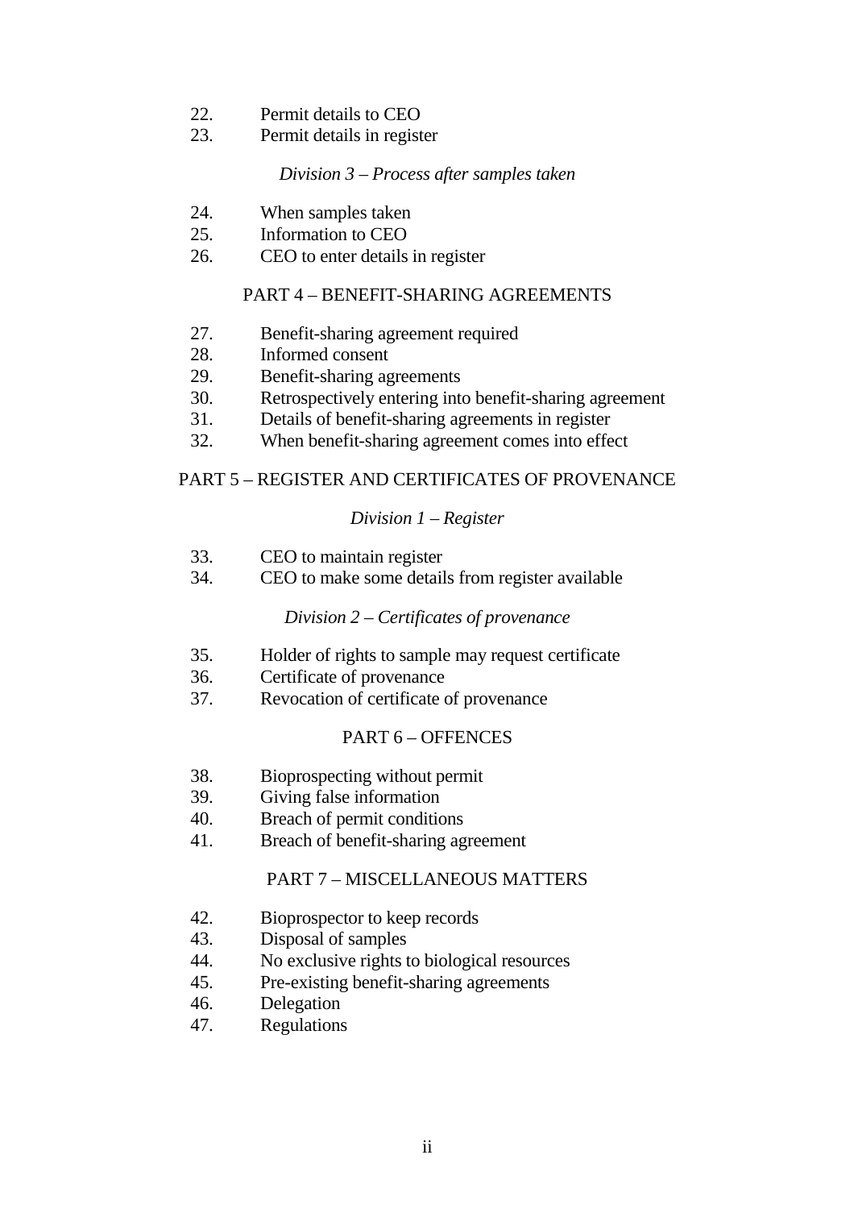22. Permit details to CEO
23. Permit details in register

*Division 3 – Process after samples taken*

24. When samples taken
25. Information to CEO
26. CEO to enter details in register

PART 4 – BENEFIT-SHARING AGREEMENTS

27. Benefit-sharing agreement required
28. Informed consent
29. Benefit-sharing agreements
30. Retrospectively entering into benefit-sharing agreement
31. Details of benefit-sharing agreements in register
32. When benefit-sharing agreement comes into effect

PART 5 – REGISTER AND CERTIFICATES OF PROVENANCE

*Division 1 – Register*

33. CEO to maintain register
34. CEO to make some details from register available

*Division 2 – Certificates of provenance*

35. Holder of rights to sample may request certificate
36. Certificate of provenance
37. Revocation of certificate of provenance

PART 6 – OFFENCES

38. Bioprospecting without permit
39. Giving false information
40. Breach of permit conditions
41. Breach of benefit-sharing agreement

PART 7 – MISCELLANEOUS MATTERS

42. Bioprospector to keep records
43. Disposal of samples
44. No exclusive rights to biological resources
45. Pre-existing benefit-sharing agreements
46. Delegation
47. Regulations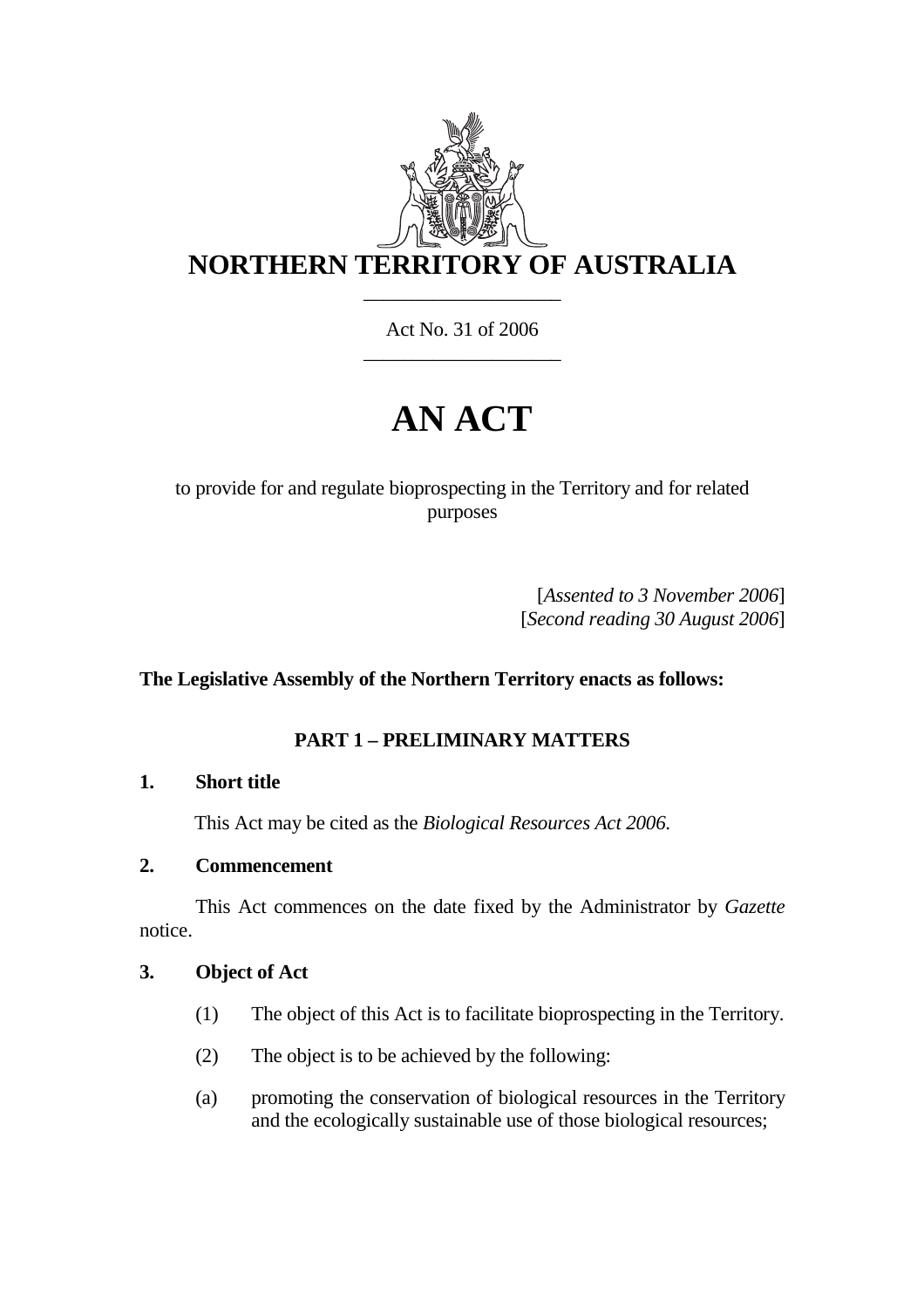# NORTHERN TERRITORY OF AUSTRALIA

Act No. 31 of 2006

# AN ACT

to provide for and regulate bioprospecting in the Territory and for related purposes

[*Assented to 3 November 2006*]
[*Second reading 30 August 2006*]

**The Legislative Assembly of the Northern Territory enacts as follows:**

## PART 1 – PRELIMINARY MATTERS

### 1. Short title

This Act may be cited as the *Biological Resources Act 2006*.

### 2. Commencement

This Act commences on the date fixed by the Administrator by *Gazette* notice.

### 3. Object of Act

(1) The object of this Act is to facilitate bioprospecting in the Territory.

(2) The object is to be achieved by the following:

(a) promoting the conservation of biological resources in the Territory and the ecologically sustainable use of those biological resources;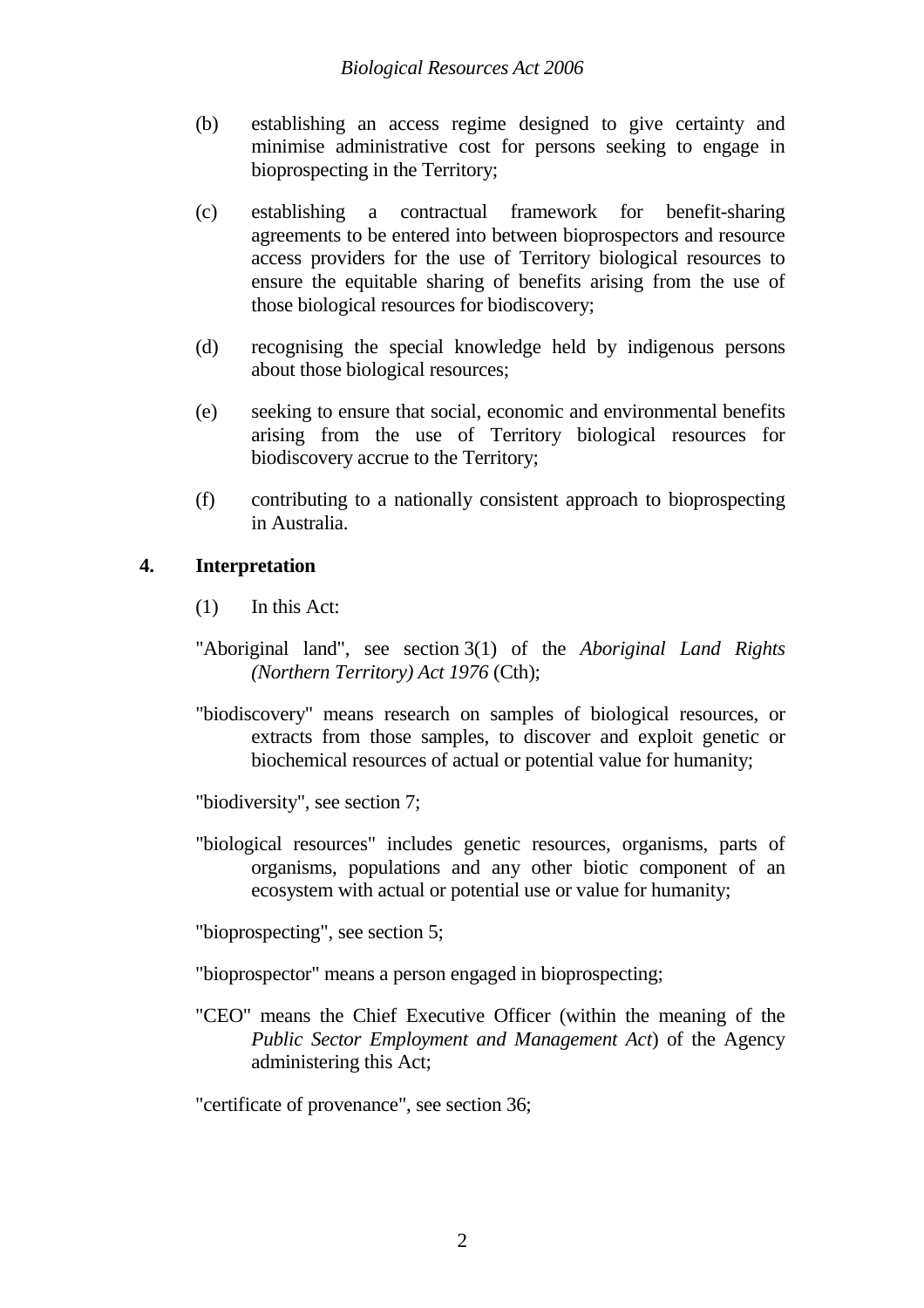(b) establishing an access regime designed to give certainty and minimise administrative cost for persons seeking to engage in bioprospecting in the Territory;

(c) establishing a contractual framework for benefit-sharing agreements to be entered into between bioprospectors and resource access providers for the use of Territory biological resources to ensure the equitable sharing of benefits arising from the use of those biological resources for biodiscovery;

(d) recognising the special knowledge held by indigenous persons about those biological resources;

(e) seeking to ensure that social, economic and environmental benefits arising from the use of Territory biological resources for biodiscovery accrue to the Territory;

(f) contributing to a nationally consistent approach to bioprospecting in Australia.

## 4. Interpretation

(1) In this Act:

"Aboriginal land", see section 3(1) of the *Aboriginal Land Rights (Northern Territory) Act 1976* (Cth);

"biodiscovery" means research on samples of biological resources, or extracts from those samples, to discover and exploit genetic or biochemical resources of actual or potential value for humanity;

"biodiversity", see section 7;

"biological resources" includes genetic resources, organisms, parts of organisms, populations and any other biotic component of an ecosystem with actual or potential use or value for humanity;

"bioprospecting", see section 5;

"bioprospector" means a person engaged in bioprospecting;

"CEO" means the Chief Executive Officer (within the meaning of the *Public Sector Employment and Management Act*) of the Agency administering this Act;

"certificate of provenance", see section 36;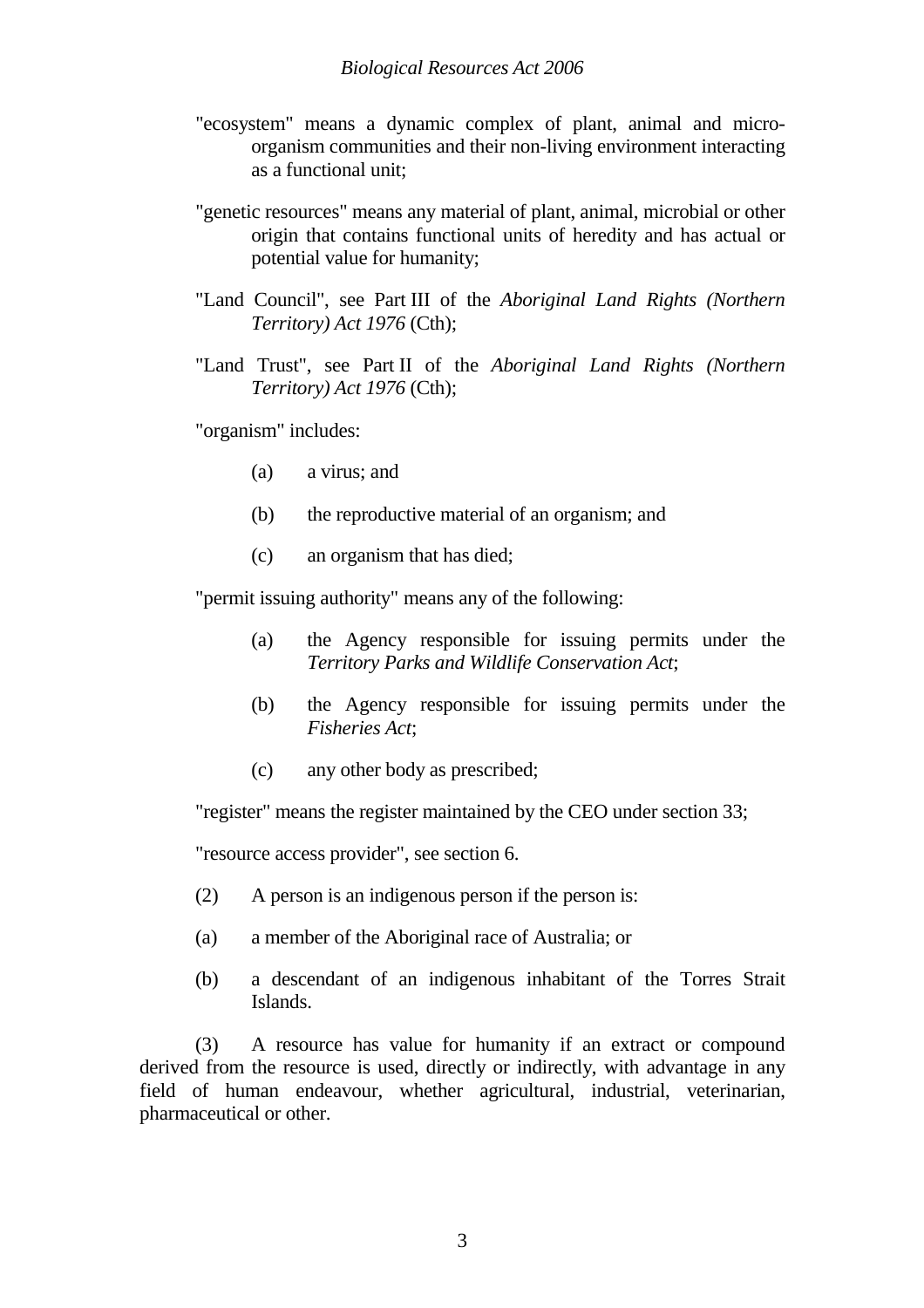"ecosystem" means a dynamic complex of plant, animal and micro-organism communities and their non-living environment interacting as a functional unit;

"genetic resources" means any material of plant, animal, microbial or other origin that contains functional units of heredity and has actual or potential value for humanity;

"Land Council", see Part III of the *Aboriginal Land Rights (Northern Territory) Act 1976* (Cth);

"Land Trust", see Part II of the *Aboriginal Land Rights (Northern Territory) Act 1976* (Cth);

"organism" includes:

(a) a virus; and

(b) the reproductive material of an organism; and

(c) an organism that has died;

"permit issuing authority" means any of the following:

(a) the Agency responsible for issuing permits under the *Territory Parks and Wildlife Conservation Act*;

(b) the Agency responsible for issuing permits under the *Fisheries Act*;

(c) any other body as prescribed;

"register" means the register maintained by the CEO under section 33;

"resource access provider", see section 6.

(2) A person is an indigenous person if the person is:

(a) a member of the Aboriginal race of Australia; or

(b) a descendant of an indigenous inhabitant of the Torres Strait Islands.

(3) A resource has value for humanity if an extract or compound derived from the resource is used, directly or indirectly, with advantage in any field of human endeavour, whether agricultural, industrial, veterinarian, pharmaceutical or other.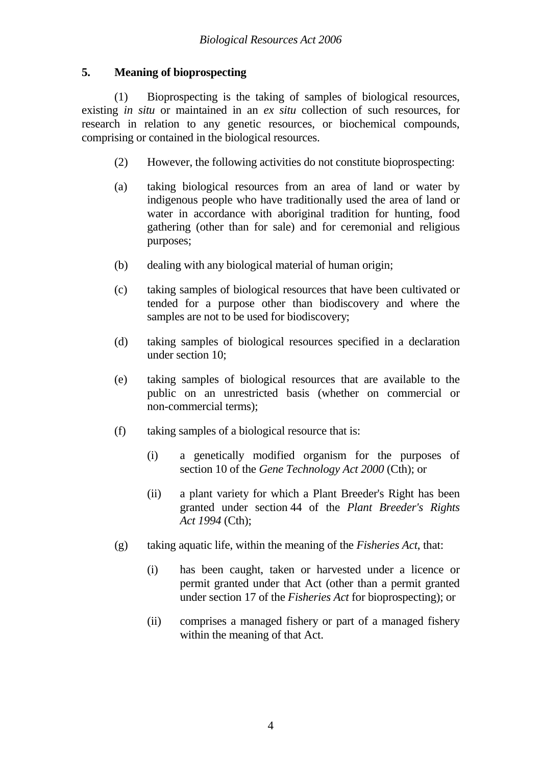### 5. Meaning of bioprospecting

(1) Bioprospecting is the taking of samples of biological resources, existing *in situ* or maintained in an *ex situ* collection of such resources, for research in relation to any genetic resources, or biochemical compounds, comprising or contained in the biological resources.

(2) However, the following activities do not constitute bioprospecting:

(a) taking biological resources from an area of land or water by indigenous people who have traditionally used the area of land or water in accordance with aboriginal tradition for hunting, food gathering (other than for sale) and for ceremonial and religious purposes;

(b) dealing with any biological material of human origin;

(c) taking samples of biological resources that have been cultivated or tended for a purpose other than biodiscovery and where the samples are not to be used for biodiscovery;

(d) taking samples of biological resources specified in a declaration under section 10;

(e) taking samples of biological resources that are available to the public on an unrestricted basis (whether on commercial or non-commercial terms);

(f) taking samples of a biological resource that is:

- (i) a genetically modified organism for the purposes of section 10 of the *Gene Technology Act 2000* (Cth); or
- (ii) a plant variety for which a Plant Breeder's Right has been granted under section 44 of the *Plant Breeder's Rights Act 1994* (Cth);

(g) taking aquatic life, within the meaning of the *Fisheries Act*, that:

- (i) has been caught, taken or harvested under a licence or permit granted under that Act (other than a permit granted under section 17 of the *Fisheries Act* for bioprospecting); or
- (ii) comprises a managed fishery or part of a managed fishery within the meaning of that Act.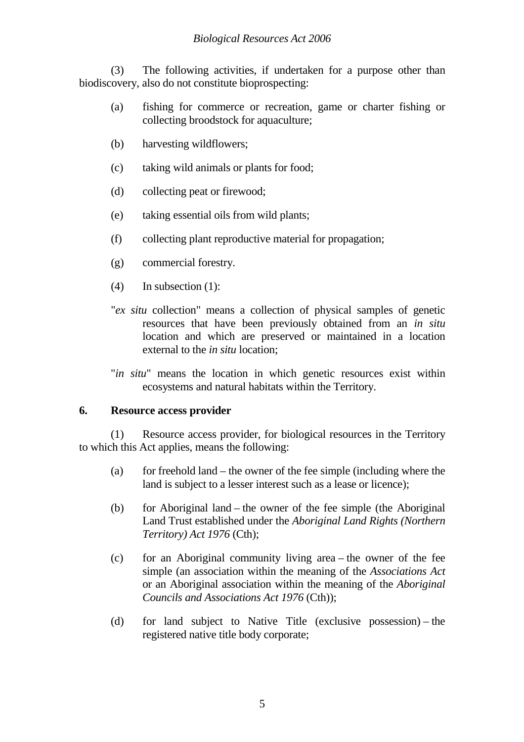(3) The following activities, if undertaken for a purpose other than biodiscovery, also do not constitute bioprospecting:

(a) fishing for commerce or recreation, game or charter fishing or collecting broodstock for aquaculture;

(b) harvesting wildflowers;

(c) taking wild animals or plants for food;

(d) collecting peat or firewood;

(e) taking essential oils from wild plants;

(f) collecting plant reproductive material for propagation;

(g) commercial forestry.

(4) In subsection (1):

"*ex situ* collection" means a collection of physical samples of genetic resources that have been previously obtained from an *in situ* location and which are preserved or maintained in a location external to the *in situ* location;

"*in situ*" means the location in which genetic resources exist within ecosystems and natural habitats within the Territory.

**6. Resource access provider**

(1) Resource access provider, for biological resources in the Territory to which this Act applies, means the following:

(a) for freehold land – the owner of the fee simple (including where the land is subject to a lesser interest such as a lease or licence);

(b) for Aboriginal land – the owner of the fee simple (the Aboriginal Land Trust established under the *Aboriginal Land Rights (Northern Territory) Act 1976* (Cth);

(c) for an Aboriginal community living area – the owner of the fee simple (an association within the meaning of the *Associations Act* or an Aboriginal association within the meaning of the *Aboriginal Councils and Associations Act 1976* (Cth));

(d) for land subject to Native Title (exclusive possession) – the registered native title body corporate;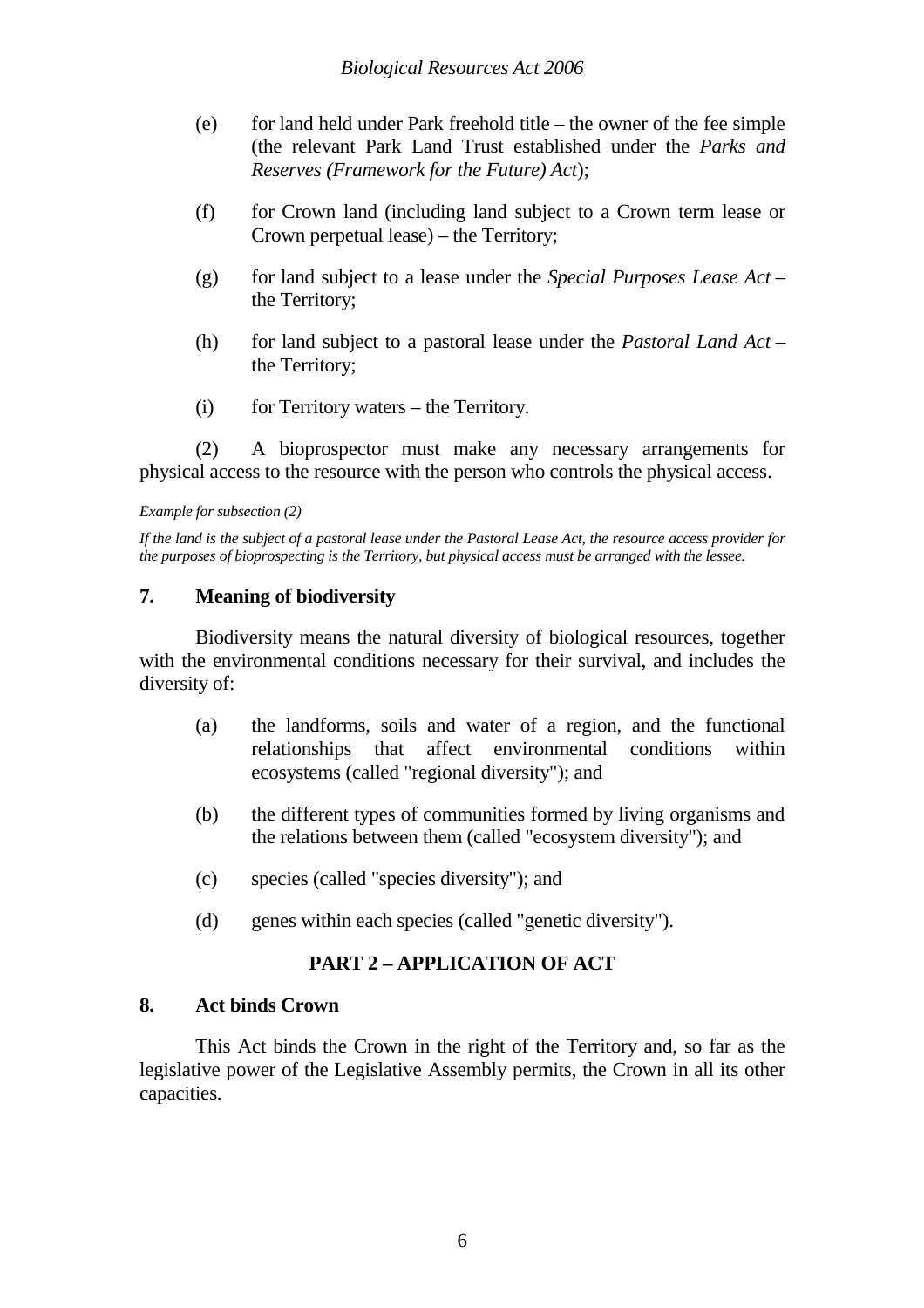(e) for land held under Park freehold title – the owner of the fee simple (the relevant Park Land Trust established under the *Parks and Reserves (Framework for the Future) Act*);

(f) for Crown land (including land subject to a Crown term lease or Crown perpetual lease) – the Territory;

(g) for land subject to a lease under the *Special Purposes Lease Act* – the Territory;

(h) for land subject to a pastoral lease under the *Pastoral Land Act* – the Territory;

(i) for Territory waters – the Territory.

(2) A bioprospector must make any necessary arrangements for physical access to the resource with the person who controls the physical access.

*Example for subsection (2)*

*If the land is the subject of a pastoral lease under the Pastoral Lease Act, the resource access provider for the purposes of bioprospecting is the Territory, but physical access must be arranged with the lessee.*

### 7. Meaning of biodiversity

Biodiversity means the natural diversity of biological resources, together with the environmental conditions necessary for their survival, and includes the diversity of:

(a) the landforms, soils and water of a region, and the functional relationships that affect environmental conditions within ecosystems (called "regional diversity"); and

(b) the different types of communities formed by living organisms and the relations between them (called "ecosystem diversity"); and

(c) species (called "species diversity"); and

(d) genes within each species (called "genetic diversity").

## PART 2 – APPLICATION OF ACT

### 8. Act binds Crown

This Act binds the Crown in the right of the Territory and, so far as the legislative power of the Legislative Assembly permits, the Crown in all its other capacities.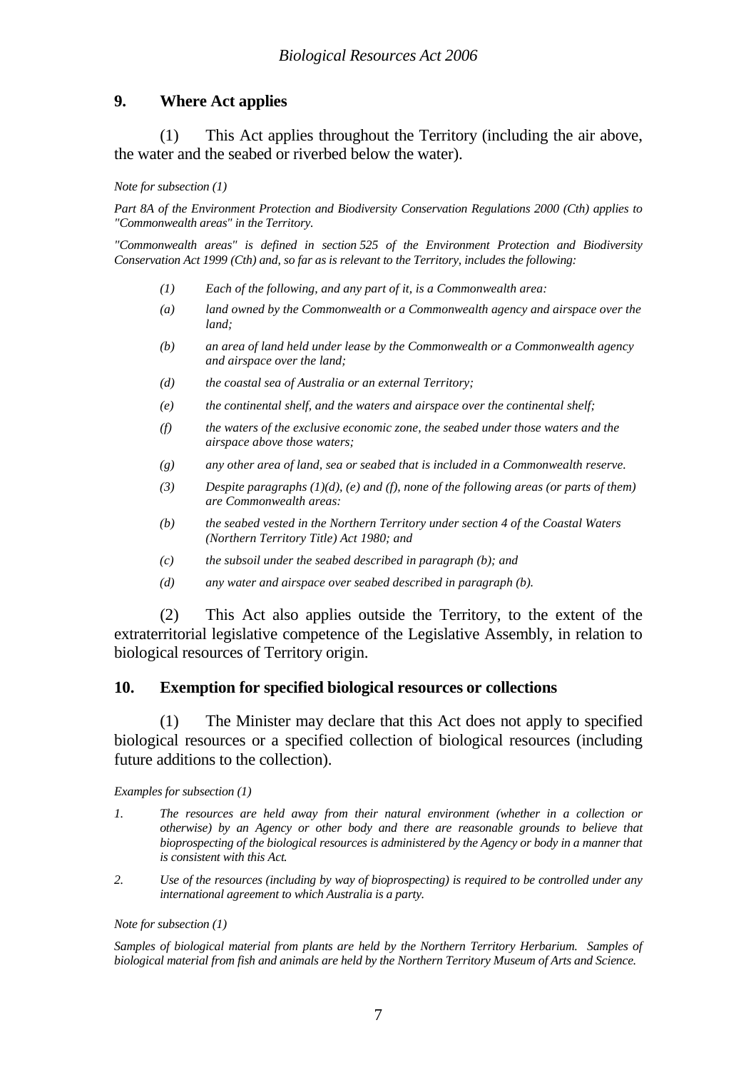## 9. Where Act applies

(1) This Act applies throughout the Territory (including the air above, the water and the seabed or riverbed below the water).

*Note for subsection (1)*

*Part 8A of the Environment Protection and Biodiversity Conservation Regulations 2000 (Cth) applies to "Commonwealth areas" in the Territory.*

*"Commonwealth areas" is defined in section 525 of the Environment Protection and Biodiversity Conservation Act 1999 (Cth) and, so far as is relevant to the Territory, includes the following:*

*(1) Each of the following, and any part of it, is a Commonwealth area:*

*(a) land owned by the Commonwealth or a Commonwealth agency and airspace over the land;*

*(b) an area of land held under lease by the Commonwealth or a Commonwealth agency and airspace over the land;*

*(d) the coastal sea of Australia or an external Territory;*

*(e) the continental shelf, and the waters and airspace over the continental shelf;*

*(f) the waters of the exclusive economic zone, the seabed under those waters and the airspace above those waters;*

*(g) any other area of land, sea or seabed that is included in a Commonwealth reserve.*

*(3) Despite paragraphs (1)(d), (e) and (f), none of the following areas (or parts of them) are Commonwealth areas:*

*(b) the seabed vested in the Northern Territory under section 4 of the Coastal Waters (Northern Territory Title) Act 1980; and*

*(c) the subsoil under the seabed described in paragraph (b); and*

*(d) any water and airspace over seabed described in paragraph (b).*

(2) This Act also applies outside the Territory, to the extent of the extraterritorial legislative competence of the Legislative Assembly, in relation to biological resources of Territory origin.

## 10. Exemption for specified biological resources or collections

(1) The Minister may declare that this Act does not apply to specified biological resources or a specified collection of biological resources (including future additions to the collection).

*Examples for subsection (1)*

*1. The resources are held away from their natural environment (whether in a collection or otherwise) by an Agency or other body and there are reasonable grounds to believe that bioprospecting of the biological resources is administered by the Agency or body in a manner that is consistent with this Act.*

*2. Use of the resources (including by way of bioprospecting) is required to be controlled under any international agreement to which Australia is a party.*

*Note for subsection (1)*

*Samples of biological material from plants are held by the Northern Territory Herbarium. Samples of biological material from fish and animals are held by the Northern Territory Museum of Arts and Science.*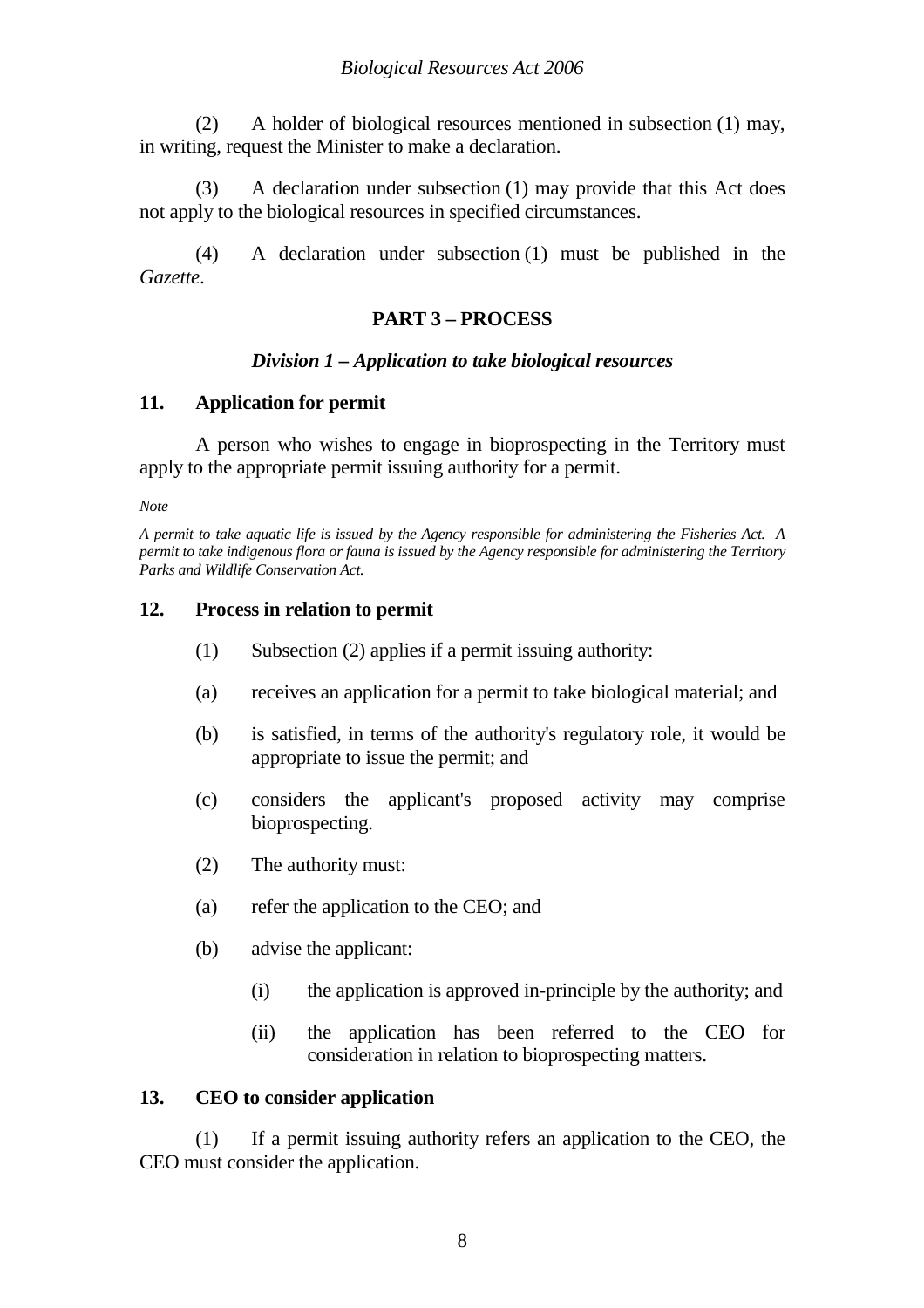(2) A holder of biological resources mentioned in subsection (1) may, in writing, request the Minister to make a declaration.

(3) A declaration under subsection (1) may provide that this Act does not apply to the biological resources in specified circumstances.

(4) A declaration under subsection (1) must be published in the *Gazette*.

## PART 3 – PROCESS

### *Division 1 – Application to take biological resources*

#### 11. Application for permit

A person who wishes to engage in bioprospecting in the Territory must apply to the appropriate permit issuing authority for a permit.

*Note*

*A permit to take aquatic life is issued by the Agency responsible for administering the Fisheries Act. A permit to take indigenous flora or fauna is issued by the Agency responsible for administering the Territory Parks and Wildlife Conservation Act.*

#### 12. Process in relation to permit

(1) Subsection (2) applies if a permit issuing authority:

(a) receives an application for a permit to take biological material; and

(b) is satisfied, in terms of the authority's regulatory role, it would be appropriate to issue the permit; and

(c) considers the applicant's proposed activity may comprise bioprospecting.

(2) The authority must:

(a) refer the application to the CEO; and

(b) advise the applicant:

(i) the application is approved in-principle by the authority; and

(ii) the application has been referred to the CEO for consideration in relation to bioprospecting matters.

#### 13. CEO to consider application

(1) If a permit issuing authority refers an application to the CEO, the CEO must consider the application.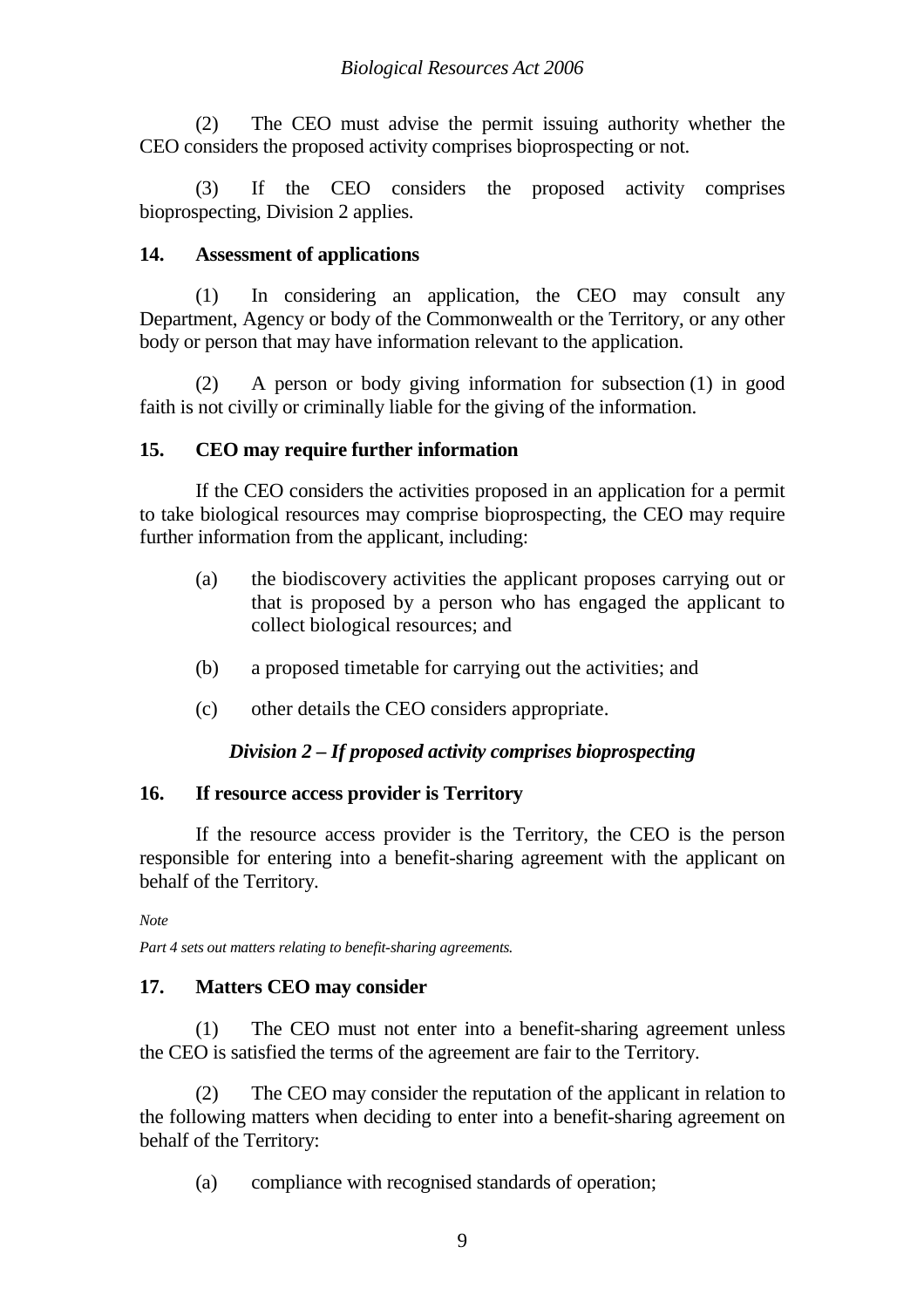(2) The CEO must advise the permit issuing authority whether the CEO considers the proposed activity comprises bioprospecting or not.

(3) If the CEO considers the proposed activity comprises bioprospecting, Division 2 applies.

### 14. Assessment of applications

(1) In considering an application, the CEO may consult any Department, Agency or body of the Commonwealth or the Territory, or any other body or person that may have information relevant to the application.

(2) A person or body giving information for subsection (1) in good faith is not civilly or criminally liable for the giving of the information.

### 15. CEO may require further information

If the CEO considers the activities proposed in an application for a permit to take biological resources may comprise bioprospecting, the CEO may require further information from the applicant, including:

(a) the biodiscovery activities the applicant proposes carrying out or that is proposed by a person who has engaged the applicant to collect biological resources; and

(b) a proposed timetable for carrying out the activities; and

(c) other details the CEO considers appropriate.

## *Division 2 – If proposed activity comprises bioprospecting*

### 16. If resource access provider is Territory

If the resource access provider is the Territory, the CEO is the person responsible for entering into a benefit-sharing agreement with the applicant on behalf of the Territory.

*Note*

*Part 4 sets out matters relating to benefit-sharing agreements.*

### 17. Matters CEO may consider

(1) The CEO must not enter into a benefit-sharing agreement unless the CEO is satisfied the terms of the agreement are fair to the Territory.

(2) The CEO may consider the reputation of the applicant in relation to the following matters when deciding to enter into a benefit-sharing agreement on behalf of the Territory:

(a) compliance with recognised standards of operation;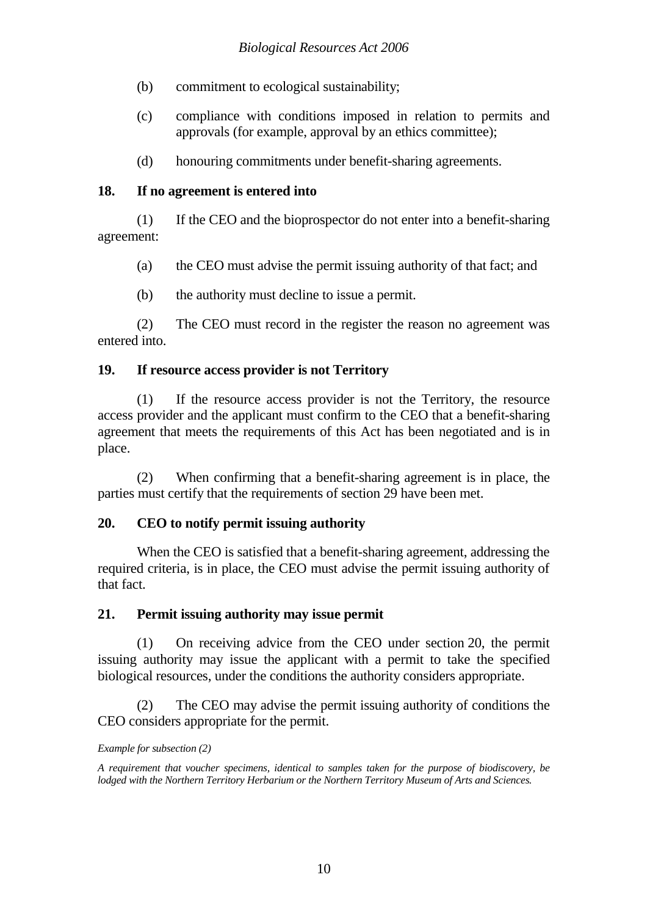(b) commitment to ecological sustainability;

(c) compliance with conditions imposed in relation to permits and approvals (for example, approval by an ethics committee);

(d) honouring commitments under benefit-sharing agreements.

**18. If no agreement is entered into**

(1) If the CEO and the bioprospector do not enter into a benefit-sharing agreement:

(a) the CEO must advise the permit issuing authority of that fact; and

(b) the authority must decline to issue a permit.

(2) The CEO must record in the register the reason no agreement was entered into.

**19. If resource access provider is not Territory**

(1) If the resource access provider is not the Territory, the resource access provider and the applicant must confirm to the CEO that a benefit-sharing agreement that meets the requirements of this Act has been negotiated and is in place.

(2) When confirming that a benefit-sharing agreement is in place, the parties must certify that the requirements of section 29 have been met.

**20. CEO to notify permit issuing authority**

When the CEO is satisfied that a benefit-sharing agreement, addressing the required criteria, is in place, the CEO must advise the permit issuing authority of that fact.

**21. Permit issuing authority may issue permit**

(1) On receiving advice from the CEO under section 20, the permit issuing authority may issue the applicant with a permit to take the specified biological resources, under the conditions the authority considers appropriate.

(2) The CEO may advise the permit issuing authority of conditions the CEO considers appropriate for the permit.

*Example for subsection (2)*

*A requirement that voucher specimens, identical to samples taken for the purpose of biodiscovery, be lodged with the Northern Territory Herbarium or the Northern Territory Museum of Arts and Sciences.*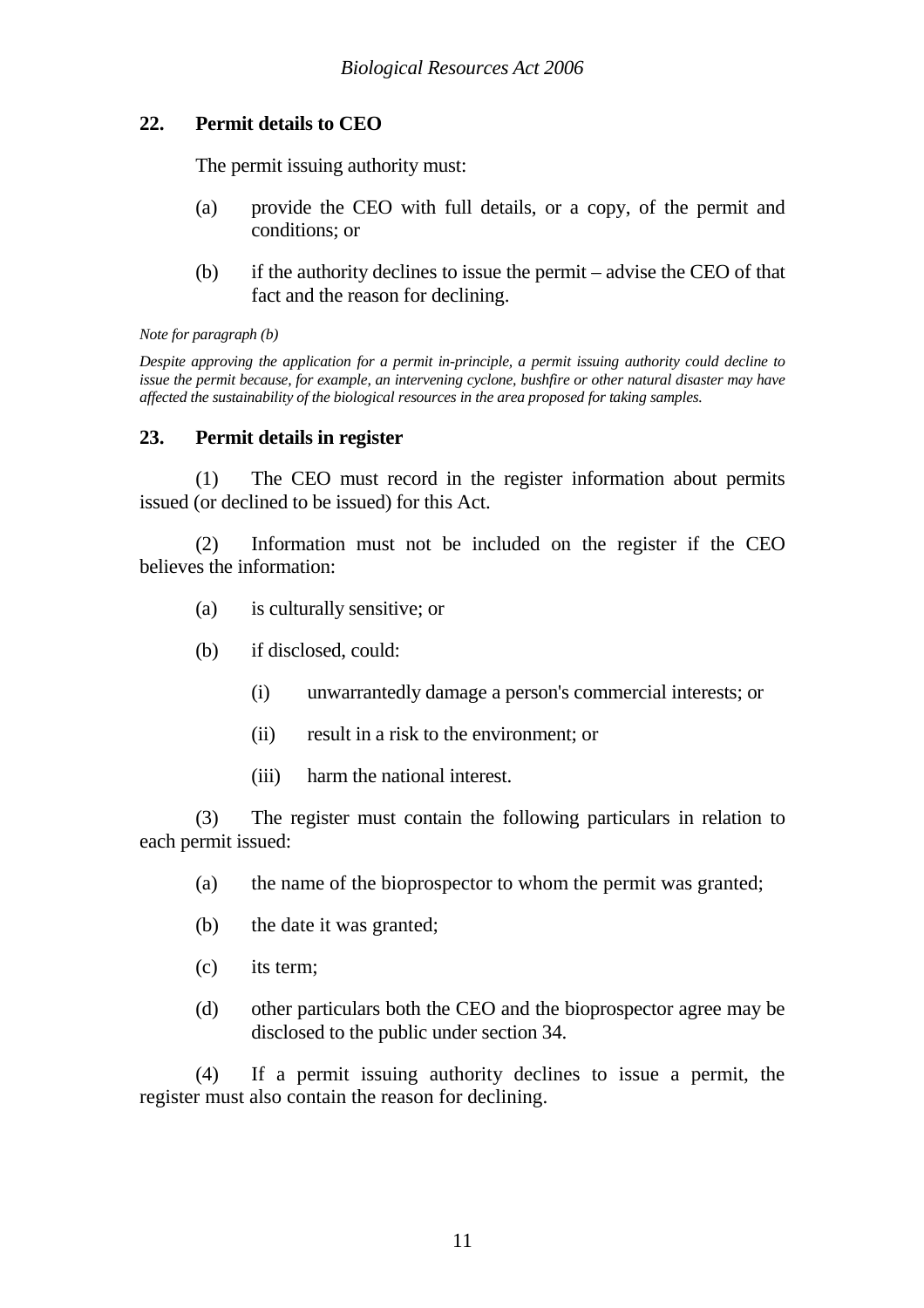## 22. Permit details to CEO

The permit issuing authority must:

(a) provide the CEO with full details, or a copy, of the permit and conditions; or

(b) if the authority declines to issue the permit – advise the CEO of that fact and the reason for declining.

*Note for paragraph (b)*

*Despite approving the application for a permit in-principle, a permit issuing authority could decline to issue the permit because, for example, an intervening cyclone, bushfire or other natural disaster may have affected the sustainability of the biological resources in the area proposed for taking samples.*

## 23. Permit details in register

(1) The CEO must record in the register information about permits issued (or declined to be issued) for this Act.

(2) Information must not be included on the register if the CEO believes the information:

(a) is culturally sensitive; or

(b) if disclosed, could:

(i) unwarrantedly damage a person's commercial interests; or

(ii) result in a risk to the environment; or

(iii) harm the national interest.

(3) The register must contain the following particulars in relation to each permit issued:

(a) the name of the bioprospector to whom the permit was granted;

(b) the date it was granted;

(c) its term;

(d) other particulars both the CEO and the bioprospector agree may be disclosed to the public under section 34.

(4) If a permit issuing authority declines to issue a permit, the register must also contain the reason for declining.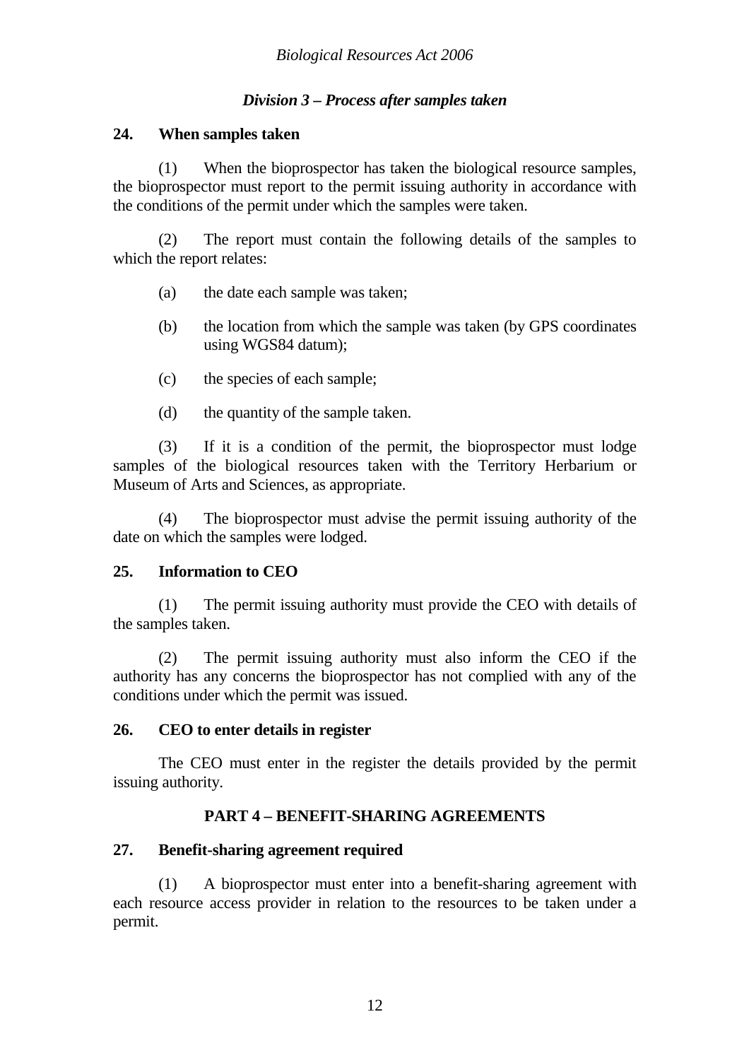### *Division 3 – Process after samples taken*

**24. When samples taken**

(1) When the bioprospector has taken the biological resource samples, the bioprospector must report to the permit issuing authority in accordance with the conditions of the permit under which the samples were taken.

(2) The report must contain the following details of the samples to which the report relates:

(a) the date each sample was taken;

(b) the location from which the sample was taken (by GPS coordinates using WGS84 datum);

(c) the species of each sample;

(d) the quantity of the sample taken.

(3) If it is a condition of the permit, the bioprospector must lodge samples of the biological resources taken with the Territory Herbarium or Museum of Arts and Sciences, as appropriate.

(4) The bioprospector must advise the permit issuing authority of the date on which the samples were lodged.

**25. Information to CEO**

(1) The permit issuing authority must provide the CEO with details of the samples taken.

(2) The permit issuing authority must also inform the CEO if the authority has any concerns the bioprospector has not complied with any of the conditions under which the permit was issued.

**26. CEO to enter details in register**

The CEO must enter in the register the details provided by the permit issuing authority.

## PART 4 – BENEFIT-SHARING AGREEMENTS

**27. Benefit-sharing agreement required**

(1) A bioprospector must enter into a benefit-sharing agreement with each resource access provider in relation to the resources to be taken under a permit.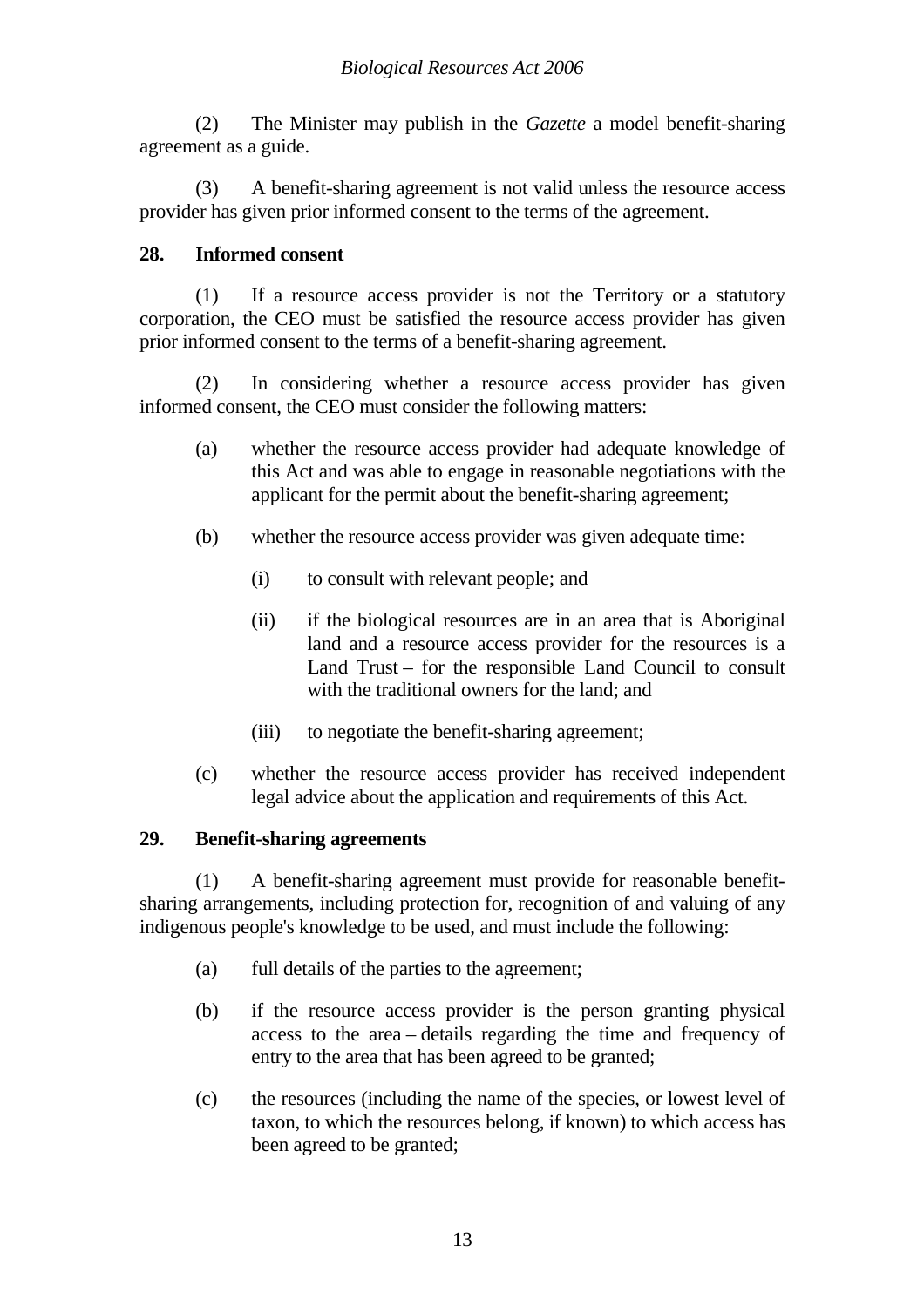(2) The Minister may publish in the *Gazette* a model benefit-sharing agreement as a guide.

(3) A benefit-sharing agreement is not valid unless the resource access provider has given prior informed consent to the terms of the agreement.

**28. Informed consent**

(1) If a resource access provider is not the Territory or a statutory corporation, the CEO must be satisfied the resource access provider has given prior informed consent to the terms of a benefit-sharing agreement.

(2) In considering whether a resource access provider has given informed consent, the CEO must consider the following matters:

(a) whether the resource access provider had adequate knowledge of this Act and was able to engage in reasonable negotiations with the applicant for the permit about the benefit-sharing agreement;

(b) whether the resource access provider was given adequate time:

(i) to consult with relevant people; and

(ii) if the biological resources are in an area that is Aboriginal land and a resource access provider for the resources is a Land Trust – for the responsible Land Council to consult with the traditional owners for the land; and

(iii) to negotiate the benefit-sharing agreement;

(c) whether the resource access provider has received independent legal advice about the application and requirements of this Act.

**29. Benefit-sharing agreements**

(1) A benefit-sharing agreement must provide for reasonable benefit-sharing arrangements, including protection for, recognition of and valuing of any indigenous people's knowledge to be used, and must include the following:

(a) full details of the parties to the agreement;

(b) if the resource access provider is the person granting physical access to the area – details regarding the time and frequency of entry to the area that has been agreed to be granted;

(c) the resources (including the name of the species, or lowest level of taxon, to which the resources belong, if known) to which access has been agreed to be granted;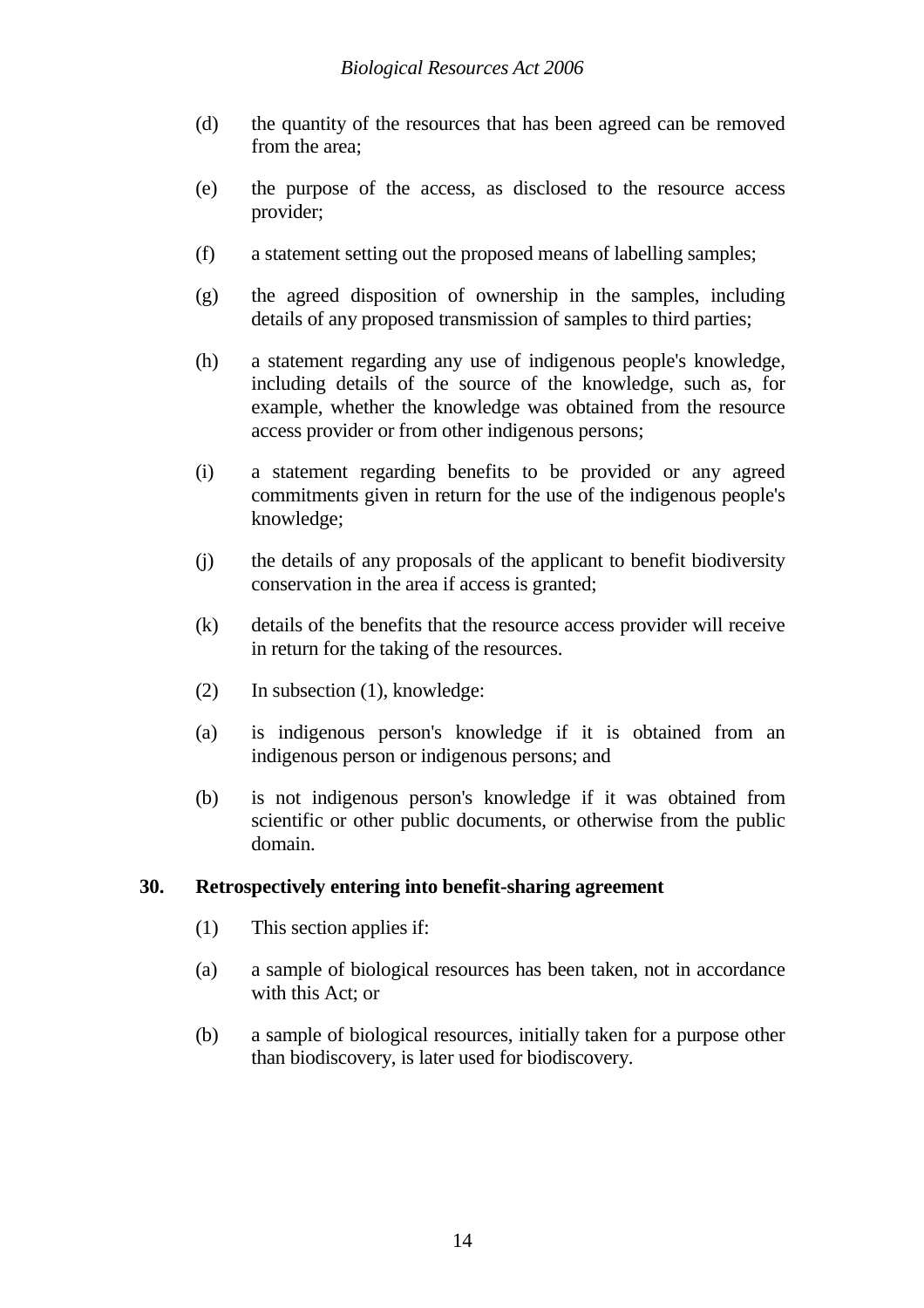(d) the quantity of the resources that has been agreed can be removed from the area;

(e) the purpose of the access, as disclosed to the resource access provider;

(f) a statement setting out the proposed means of labelling samples;

(g) the agreed disposition of ownership in the samples, including details of any proposed transmission of samples to third parties;

(h) a statement regarding any use of indigenous people's knowledge, including details of the source of the knowledge, such as, for example, whether the knowledge was obtained from the resource access provider or from other indigenous persons;

(i) a statement regarding benefits to be provided or any agreed commitments given in return for the use of the indigenous people's knowledge;

(j) the details of any proposals of the applicant to benefit biodiversity conservation in the area if access is granted;

(k) details of the benefits that the resource access provider will receive in return for the taking of the resources.

(2) In subsection (1), knowledge:

(a) is indigenous person's knowledge if it is obtained from an indigenous person or indigenous persons; and

(b) is not indigenous person's knowledge if it was obtained from scientific or other public documents, or otherwise from the public domain.

### 30. Retrospectively entering into benefit-sharing agreement

(1) This section applies if:

(a) a sample of biological resources has been taken, not in accordance with this Act; or

(b) a sample of biological resources, initially taken for a purpose other than biodiscovery, is later used for biodiscovery.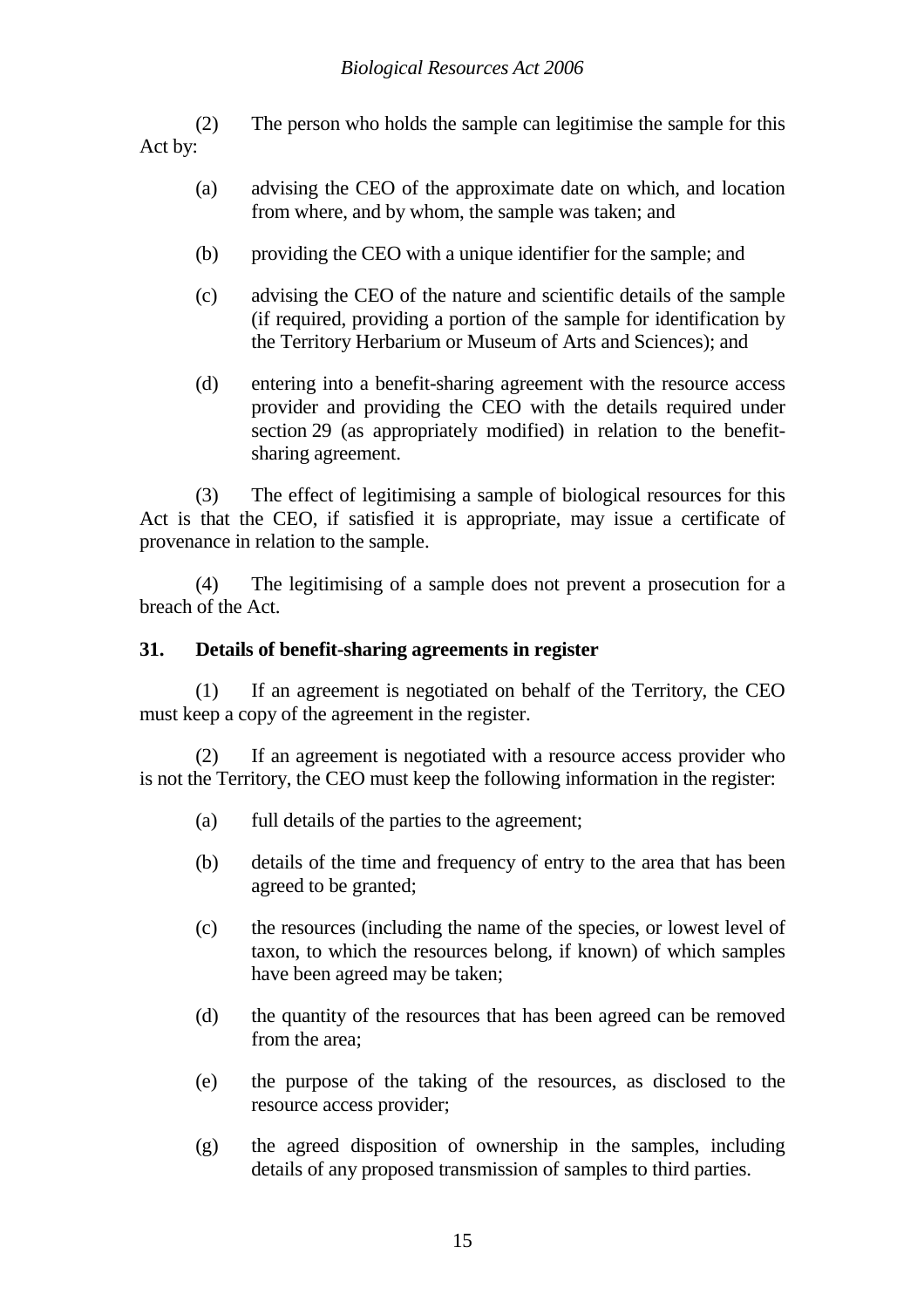(2) The person who holds the sample can legitimise the sample for this Act by:

(a) advising the CEO of the approximate date on which, and location from where, and by whom, the sample was taken; and

(b) providing the CEO with a unique identifier for the sample; and

(c) advising the CEO of the nature and scientific details of the sample (if required, providing a portion of the sample for identification by the Territory Herbarium or Museum of Arts and Sciences); and

(d) entering into a benefit-sharing agreement with the resource access provider and providing the CEO with the details required under section 29 (as appropriately modified) in relation to the benefit-sharing agreement.

(3) The effect of legitimising a sample of biological resources for this Act is that the CEO, if satisfied it is appropriate, may issue a certificate of provenance in relation to the sample.

(4) The legitimising of a sample does not prevent a prosecution for a breach of the Act.

**31. Details of benefit-sharing agreements in register**

(1) If an agreement is negotiated on behalf of the Territory, the CEO must keep a copy of the agreement in the register.

(2) If an agreement is negotiated with a resource access provider who is not the Territory, the CEO must keep the following information in the register:

(a) full details of the parties to the agreement;

(b) details of the time and frequency of entry to the area that has been agreed to be granted;

(c) the resources (including the name of the species, or lowest level of taxon, to which the resources belong, if known) of which samples have been agreed may be taken;

(d) the quantity of the resources that has been agreed can be removed from the area;

(e) the purpose of the taking of the resources, as disclosed to the resource access provider;

(g) the agreed disposition of ownership in the samples, including details of any proposed transmission of samples to third parties.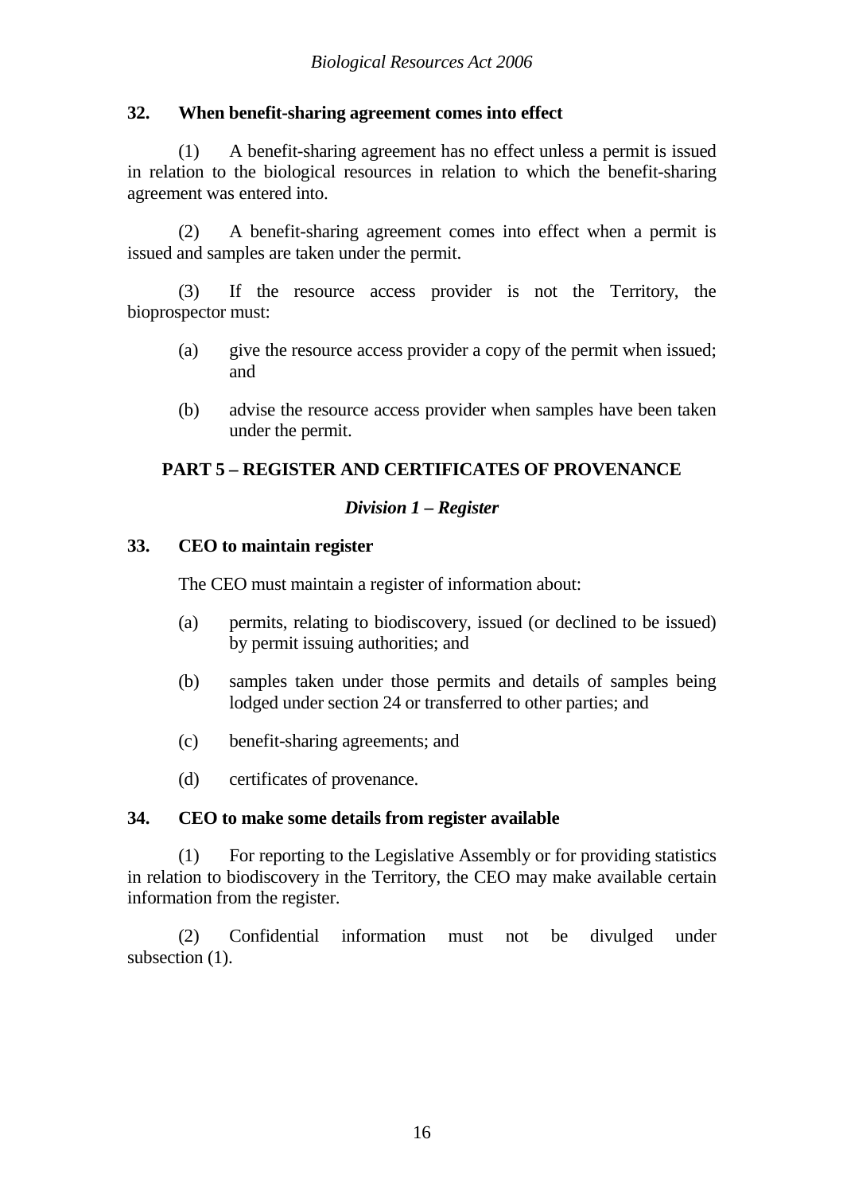### 32. When benefit-sharing agreement comes into effect

(1) A benefit-sharing agreement has no effect unless a permit is issued in relation to the biological resources in relation to which the benefit-sharing agreement was entered into.

(2) A benefit-sharing agreement comes into effect when a permit is issued and samples are taken under the permit.

(3) If the resource access provider is not the Territory, the bioprospector must:

(a) give the resource access provider a copy of the permit when issued; and

(b) advise the resource access provider when samples have been taken under the permit.

## PART 5 – REGISTER AND CERTIFICATES OF PROVENANCE

### *Division 1 – Register*

### 33. CEO to maintain register

The CEO must maintain a register of information about:

(a) permits, relating to biodiscovery, issued (or declined to be issued) by permit issuing authorities; and

(b) samples taken under those permits and details of samples being lodged under section 24 or transferred to other parties; and

(c) benefit-sharing agreements; and

(d) certificates of provenance.

### 34. CEO to make some details from register available

(1) For reporting to the Legislative Assembly or for providing statistics in relation to biodiscovery in the Territory, the CEO may make available certain information from the register.

(2) Confidential information must not be divulged under subsection (1).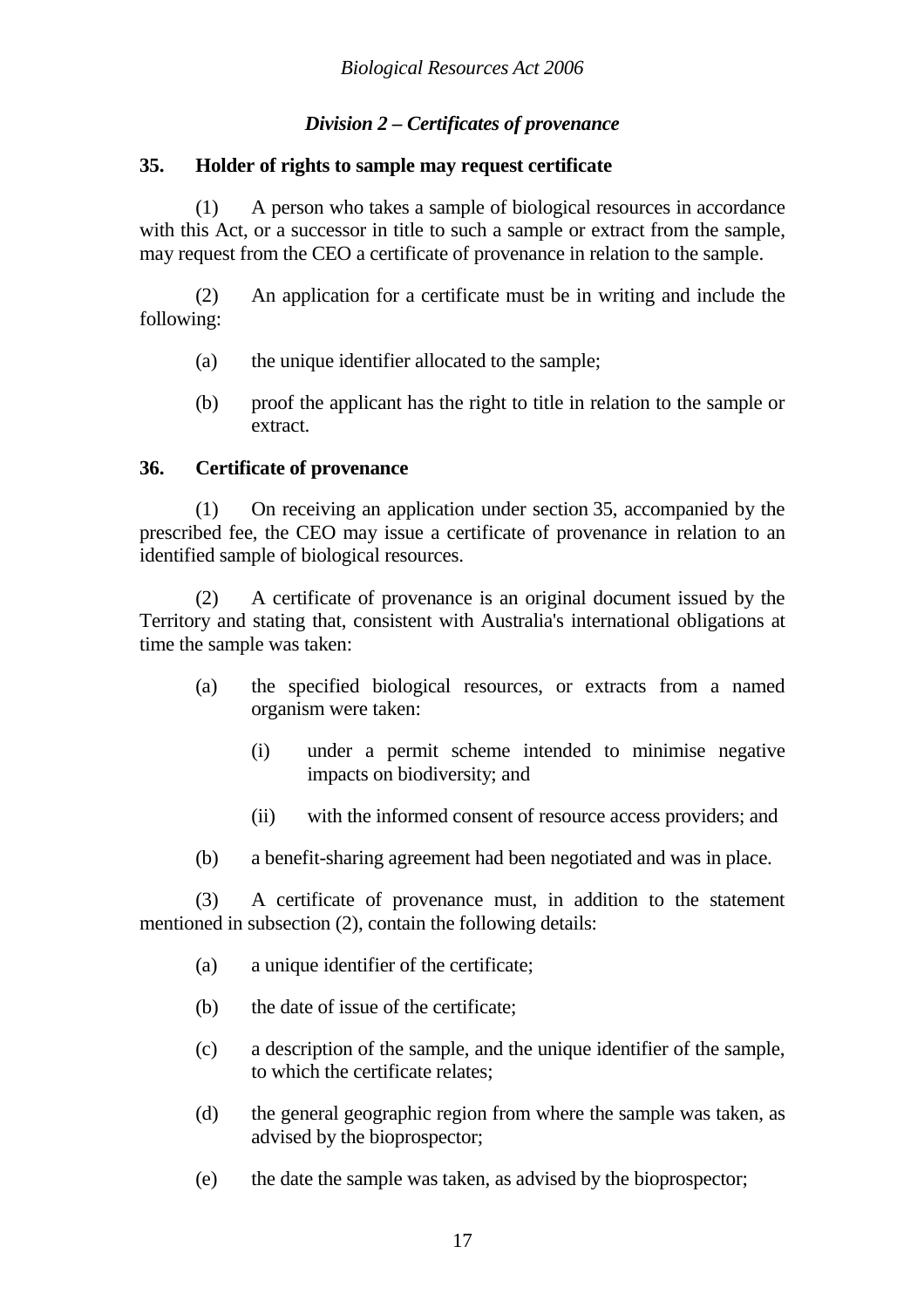## *Division 2 – Certificates of provenance*

### 35. Holder of rights to sample may request certificate

(1) A person who takes a sample of biological resources in accordance with this Act, or a successor in title to such a sample or extract from the sample, may request from the CEO a certificate of provenance in relation to the sample.

(2) An application for a certificate must be in writing and include the following:

(a) the unique identifier allocated to the sample;

(b) proof the applicant has the right to title in relation to the sample or extract.

### 36. Certificate of provenance

(1) On receiving an application under section 35, accompanied by the prescribed fee, the CEO may issue a certificate of provenance in relation to an identified sample of biological resources.

(2) A certificate of provenance is an original document issued by the Territory and stating that, consistent with Australia's international obligations at time the sample was taken:

(a) the specified biological resources, or extracts from a named organism were taken:

(i) under a permit scheme intended to minimise negative impacts on biodiversity; and

(ii) with the informed consent of resource access providers; and

(b) a benefit-sharing agreement had been negotiated and was in place.

(3) A certificate of provenance must, in addition to the statement mentioned in subsection (2), contain the following details:

(a) a unique identifier of the certificate;

(b) the date of issue of the certificate;

(c) a description of the sample, and the unique identifier of the sample, to which the certificate relates;

(d) the general geographic region from where the sample was taken, as advised by the bioprospector;

(e) the date the sample was taken, as advised by the bioprospector;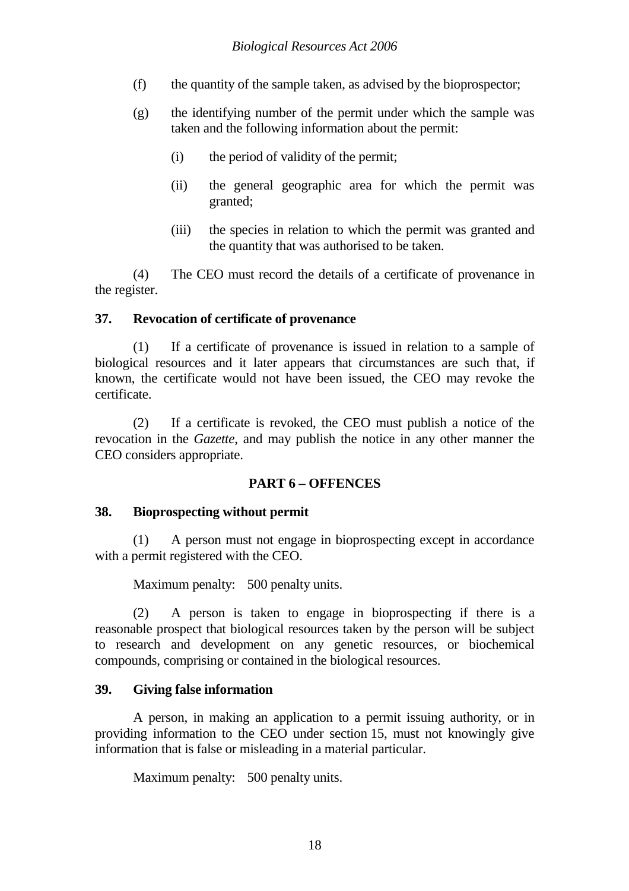(f) the quantity of the sample taken, as advised by the bioprospector;

(g) the identifying number of the permit under which the sample was taken and the following information about the permit:

(i) the period of validity of the permit;

(ii) the general geographic area for which the permit was granted;

(iii) the species in relation to which the permit was granted and the quantity that was authorised to be taken.

(4) The CEO must record the details of a certificate of provenance in the register.

**37. Revocation of certificate of provenance**

(1) If a certificate of provenance is issued in relation to a sample of biological resources and it later appears that circumstances are such that, if known, the certificate would not have been issued, the CEO may revoke the certificate.

(2) If a certificate is revoked, the CEO must publish a notice of the revocation in the *Gazette*, and may publish the notice in any other manner the CEO considers appropriate.

## PART 6 – OFFENCES

**38. Bioprospecting without permit**

(1) A person must not engage in bioprospecting except in accordance with a permit registered with the CEO.

Maximum penalty: 500 penalty units.

(2) A person is taken to engage in bioprospecting if there is a reasonable prospect that biological resources taken by the person will be subject to research and development on any genetic resources, or biochemical compounds, comprising or contained in the biological resources.

**39. Giving false information**

A person, in making an application to a permit issuing authority, or in providing information to the CEO under section 15, must not knowingly give information that is false or misleading in a material particular.

Maximum penalty: 500 penalty units.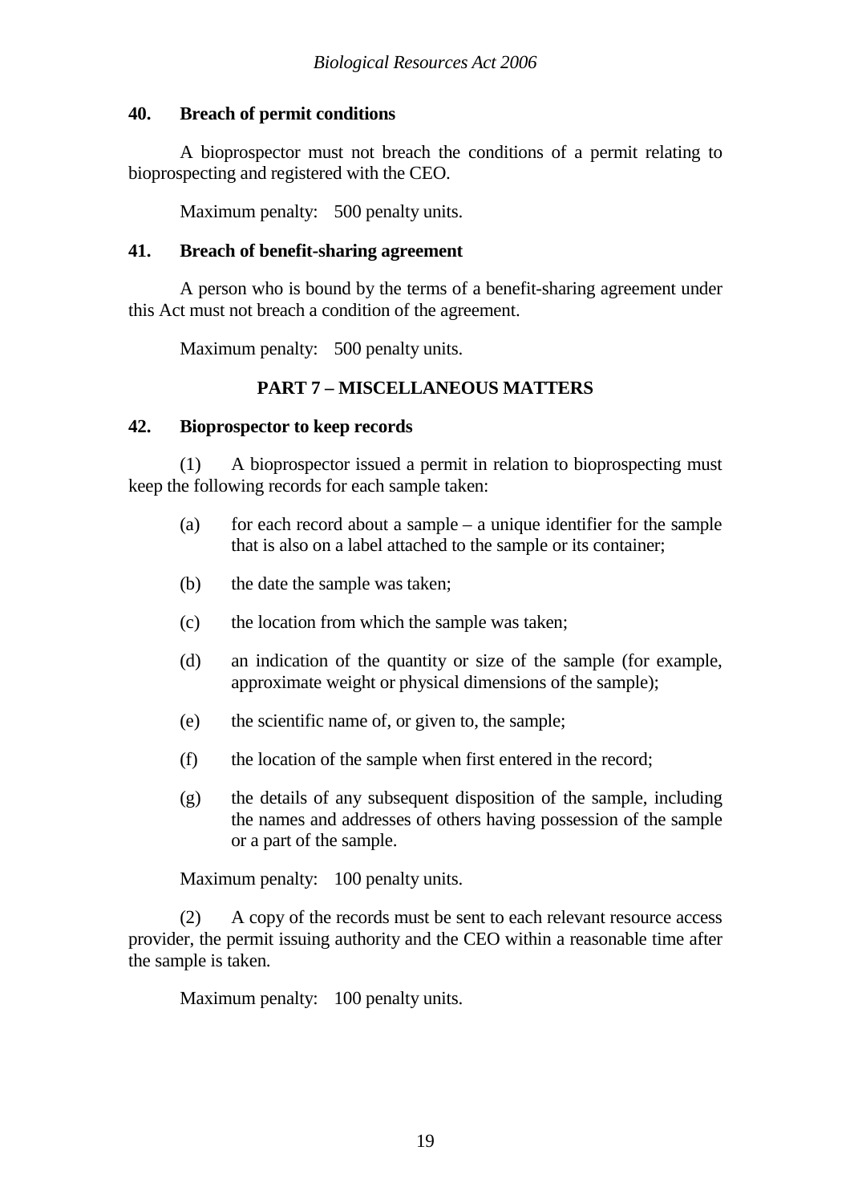### 40. Breach of permit conditions

A bioprospector must not breach the conditions of a permit relating to bioprospecting and registered with the CEO.

Maximum penalty: 500 penalty units.

### 41. Breach of benefit-sharing agreement

A person who is bound by the terms of a benefit-sharing agreement under this Act must not breach a condition of the agreement.

Maximum penalty: 500 penalty units.

## PART 7 – MISCELLANEOUS MATTERS

### 42. Bioprospector to keep records

(1) A bioprospector issued a permit in relation to bioprospecting must keep the following records for each sample taken:

(a) for each record about a sample – a unique identifier for the sample that is also on a label attached to the sample or its container;

(b) the date the sample was taken;

(c) the location from which the sample was taken;

(d) an indication of the quantity or size of the sample (for example, approximate weight or physical dimensions of the sample);

(e) the scientific name of, or given to, the sample;

(f) the location of the sample when first entered in the record;

(g) the details of any subsequent disposition of the sample, including the names and addresses of others having possession of the sample or a part of the sample.

Maximum penalty: 100 penalty units.

(2) A copy of the records must be sent to each relevant resource access provider, the permit issuing authority and the CEO within a reasonable time after the sample is taken.

Maximum penalty: 100 penalty units.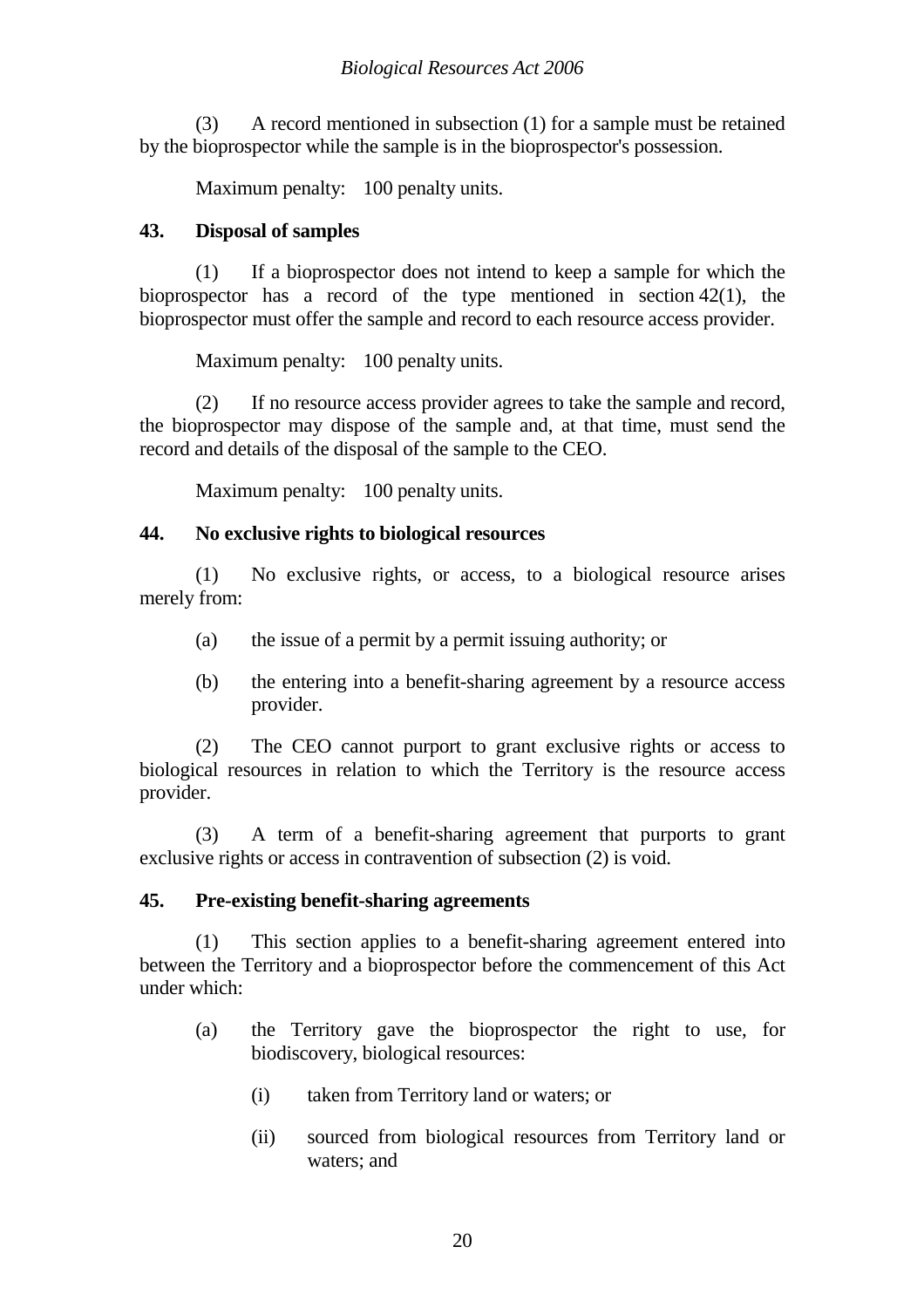(3) A record mentioned in subsection (1) for a sample must be retained by the bioprospector while the sample is in the bioprospector's possession.

Maximum penalty: 100 penalty units.

**43. Disposal of samples**

(1) If a bioprospector does not intend to keep a sample for which the bioprospector has a record of the type mentioned in section 42(1), the bioprospector must offer the sample and record to each resource access provider.

Maximum penalty: 100 penalty units.

(2) If no resource access provider agrees to take the sample and record, the bioprospector may dispose of the sample and, at that time, must send the record and details of the disposal of the sample to the CEO.

Maximum penalty: 100 penalty units.

**44. No exclusive rights to biological resources**

(1) No exclusive rights, or access, to a biological resource arises merely from:

(a) the issue of a permit by a permit issuing authority; or

(b) the entering into a benefit-sharing agreement by a resource access provider.

(2) The CEO cannot purport to grant exclusive rights or access to biological resources in relation to which the Territory is the resource access provider.

(3) A term of a benefit-sharing agreement that purports to grant exclusive rights or access in contravention of subsection (2) is void.

**45. Pre-existing benefit-sharing agreements**

(1) This section applies to a benefit-sharing agreement entered into between the Territory and a bioprospector before the commencement of this Act under which:

(a) the Territory gave the bioprospector the right to use, for biodiscovery, biological resources:

(i) taken from Territory land or waters; or

(ii) sourced from biological resources from Territory land or waters; and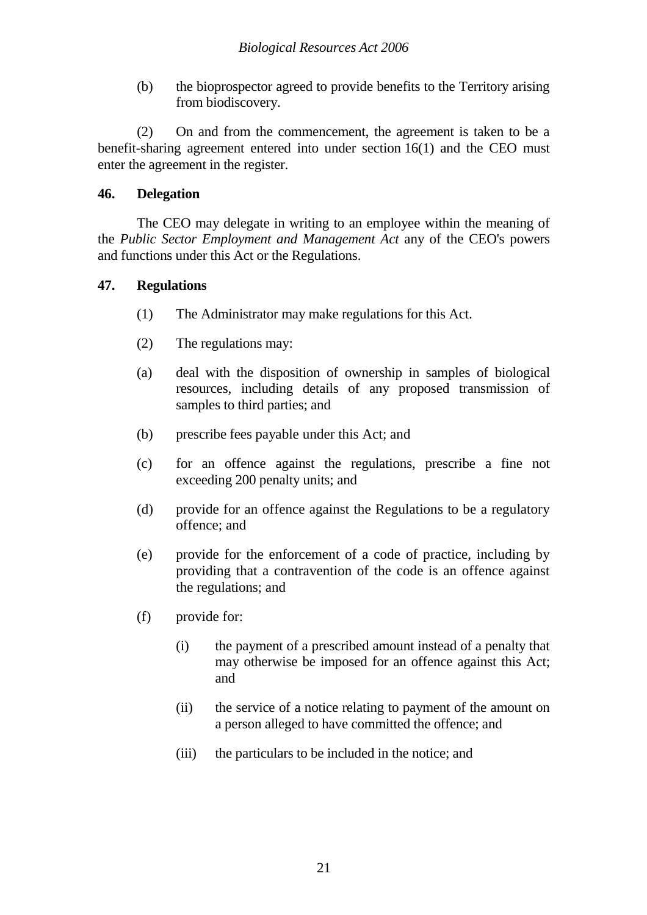(b) the bioprospector agreed to provide benefits to the Territory arising from biodiscovery.

(2) On and from the commencement, the agreement is taken to be a benefit-sharing agreement entered into under section 16(1) and the CEO must enter the agreement in the register.

**46. Delegation**

The CEO may delegate in writing to an employee within the meaning of the *Public Sector Employment and Management Act* any of the CEO's powers and functions under this Act or the Regulations.

**47. Regulations**

(1) The Administrator may make regulations for this Act.

(2) The regulations may:

(a) deal with the disposition of ownership in samples of biological resources, including details of any proposed transmission of samples to third parties; and

(b) prescribe fees payable under this Act; and

(c) for an offence against the regulations, prescribe a fine not exceeding 200 penalty units; and

(d) provide for an offence against the Regulations to be a regulatory offence; and

(e) provide for the enforcement of a code of practice, including by providing that a contravention of the code is an offence against the regulations; and

(f) provide for:

(i) the payment of a prescribed amount instead of a penalty that may otherwise be imposed for an offence against this Act; and

(ii) the service of a notice relating to payment of the amount on a person alleged to have committed the offence; and

(iii) the particulars to be included in the notice; and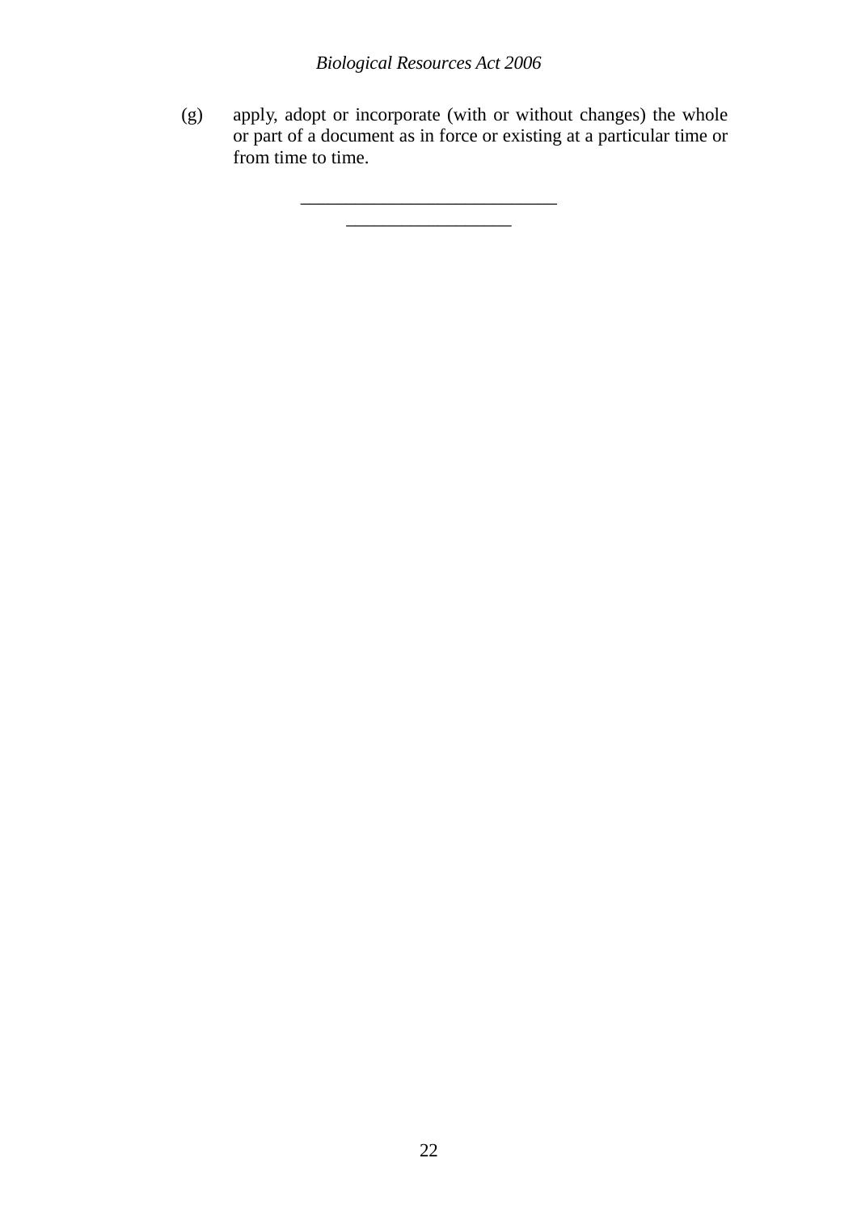(g) apply, adopt or incorporate (with or without changes) the whole or part of a document as in force or existing at a particular time or from time to time.